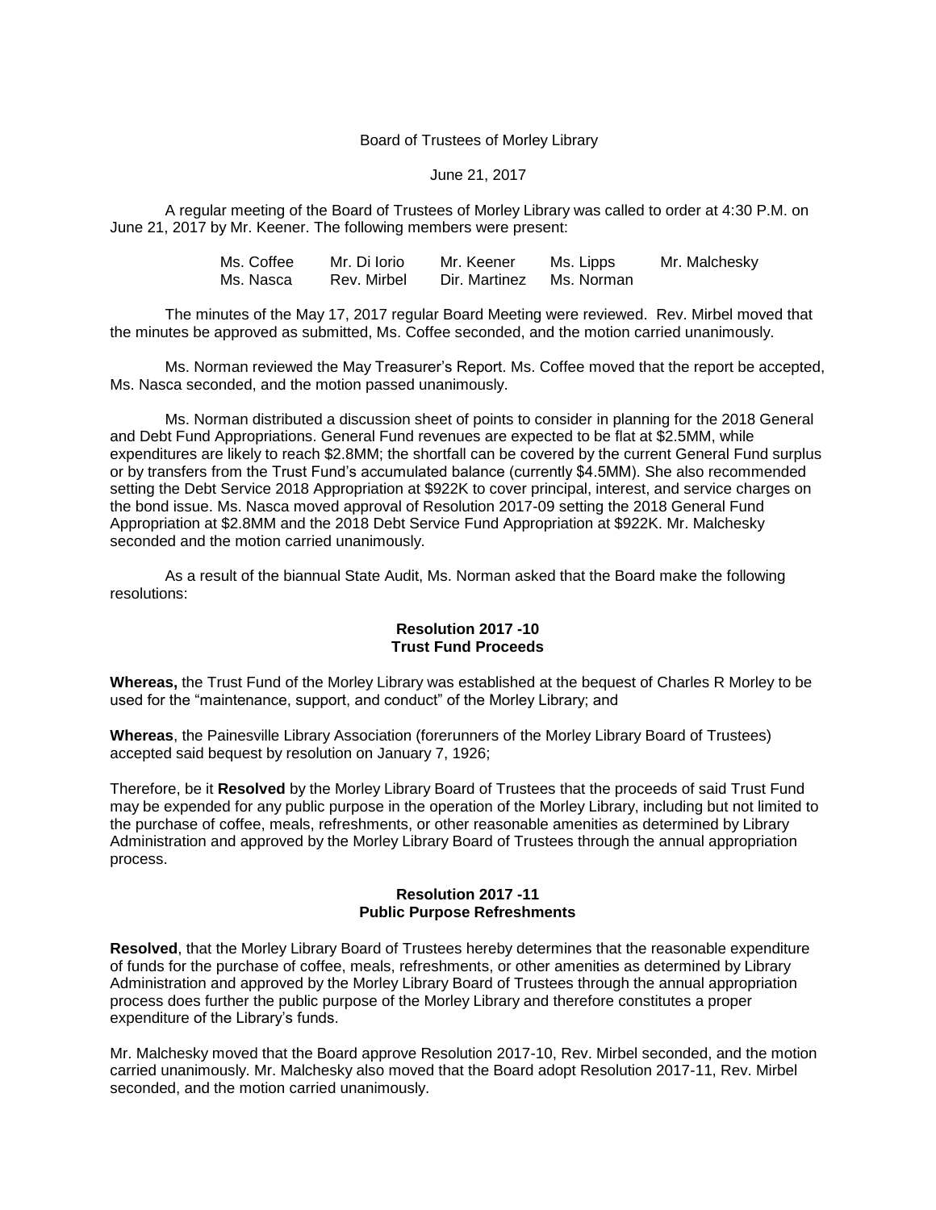Board of Trustees of Morley Library

June 21, 2017

A regular meeting of the Board of Trustees of Morley Library was called to order at 4:30 P.M. on June 21, 2017 by Mr. Keener. The following members were present:

| Ms. Coffee | Mr. Di Iorio | Mr. Keener | Ms. Lipps | Mr. Malchesky |
|---|---|---|---|---|
| Ms. Nasca | Rev. Mirbel | Dir. Martinez | Ms. Norman | |

The minutes of the May 17, 2017 regular Board Meeting were reviewed. Rev. Mirbel moved that the minutes be approved as submitted, Ms. Coffee seconded, and the motion carried unanimously.

Ms. Norman reviewed the May Treasurer's Report. Ms. Coffee moved that the report be accepted, Ms. Nasca seconded, and the motion passed unanimously.

Ms. Norman distributed a discussion sheet of points to consider in planning for the 2018 General and Debt Fund Appropriations. General Fund revenues are expected to be flat at $2.5MM, while expenditures are likely to reach $2.8MM; the shortfall can be covered by the current General Fund surplus or by transfers from the Trust Fund's accumulated balance (currently $4.5MM). She also recommended setting the Debt Service 2018 Appropriation at $922K to cover principal, interest, and service charges on the bond issue. Ms. Nasca moved approval of Resolution 2017-09 setting the 2018 General Fund Appropriation at $2.8MM and the 2018 Debt Service Fund Appropriation at $922K. Mr. Malchesky seconded and the motion carried unanimously.

As a result of the biannual State Audit, Ms. Norman asked that the Board make the following resolutions:

**Resolution 2017 -10**
**Trust Fund Proceeds**

**Whereas,** the Trust Fund of the Morley Library was established at the bequest of Charles R Morley to be used for the "maintenance, support, and conduct" of the Morley Library; and

**Whereas**, the Painesville Library Association (forerunners of the Morley Library Board of Trustees) accepted said bequest by resolution on January 7, 1926;

Therefore, be it **Resolved** by the Morley Library Board of Trustees that the proceeds of said Trust Fund may be expended for any public purpose in the operation of the Morley Library, including but not limited to the purchase of coffee, meals, refreshments, or other reasonable amenities as determined by Library Administration and approved by the Morley Library Board of Trustees through the annual appropriation process.

**Resolution 2017 -11**
**Public Purpose Refreshments**

**Resolved**, that the Morley Library Board of Trustees hereby determines that the reasonable expenditure of funds for the purchase of coffee, meals, refreshments, or other amenities as determined by Library Administration and approved by the Morley Library Board of Trustees through the annual appropriation process does further the public purpose of the Morley Library and therefore constitutes a proper expenditure of the Library's funds.

Mr. Malchesky moved that the Board approve Resolution 2017-10, Rev. Mirbel seconded, and the motion carried unanimously. Mr. Malchesky also moved that the Board adopt Resolution 2017-11, Rev. Mirbel seconded, and the motion carried unanimously.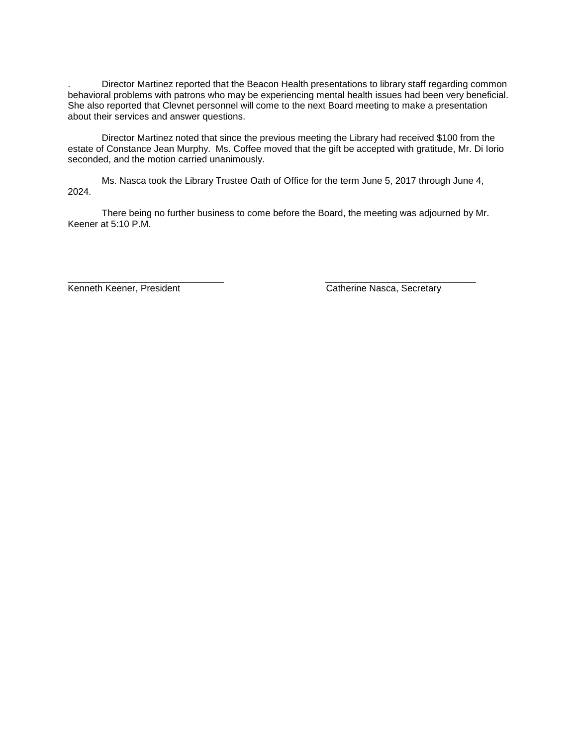. Director Martinez reported that the Beacon Health presentations to library staff regarding common behavioral problems with patrons who may be experiencing mental health issues had been very beneficial. She also reported that Clevnet personnel will come to the next Board meeting to make a presentation about their services and answer questions.

Director Martinez noted that since the previous meeting the Library had received $100 from the estate of Constance Jean Murphy. Ms. Coffee moved that the gift be accepted with gratitude, Mr. Di Iorio seconded, and the motion carried unanimously.

Ms. Nasca took the Library Trustee Oath of Office for the term June 5, 2017 through June 4, 2024.

There being no further business to come before the Board, the meeting was adjourned by Mr. Keener at 5:10 P.M.

______________________________ ______________________________
Kenneth Keener, President Catherine Nasca, Secretary